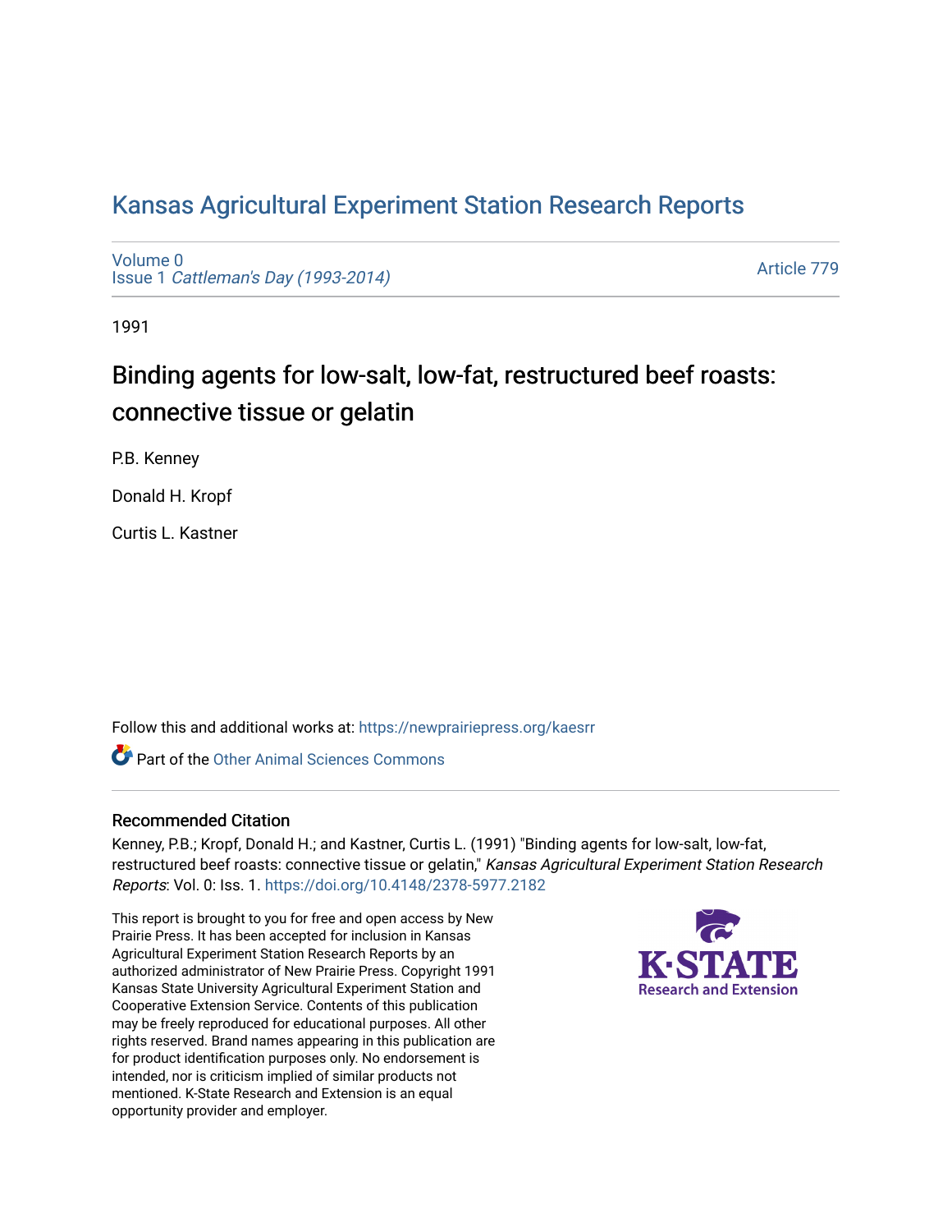# Kansas Agricultural Experiment Station Research Reports

Volume 0
Issue 1 *Cattleman's Day (1993-2014)*

Article 779

1991

## Binding agents for low-salt, low-fat, restructured beef roasts: connective tissue or gelatin

P.B. Kenney

Donald H. Kropf

Curtis L. Kastner

Follow this and additional works at: https://newprairiepress.org/kaesrr

Part of the Other Animal Sciences Commons

### Recommended Citation

Kenney, P.B.; Kropf, Donald H.; and Kastner, Curtis L. (1991) "Binding agents for low-salt, low-fat, restructured beef roasts: connective tissue or gelatin," *Kansas Agricultural Experiment Station Research Reports*: Vol. 0: Iss. 1. https://doi.org/10.4148/2378-5977.2182

This report is brought to you for free and open access by New Prairie Press. It has been accepted for inclusion in Kansas Agricultural Experiment Station Research Reports by an authorized administrator of New Prairie Press. Copyright 1991 Kansas State University Agricultural Experiment Station and Cooperative Extension Service. Contents of this publication may be freely reproduced for educational purposes. All other rights reserved. Brand names appearing in this publication are for product identification purposes only. No endorsement is intended, nor is criticism implied of similar products not mentioned. K-State Research and Extension is an equal opportunity provider and employer.

K-STATE Research and Extension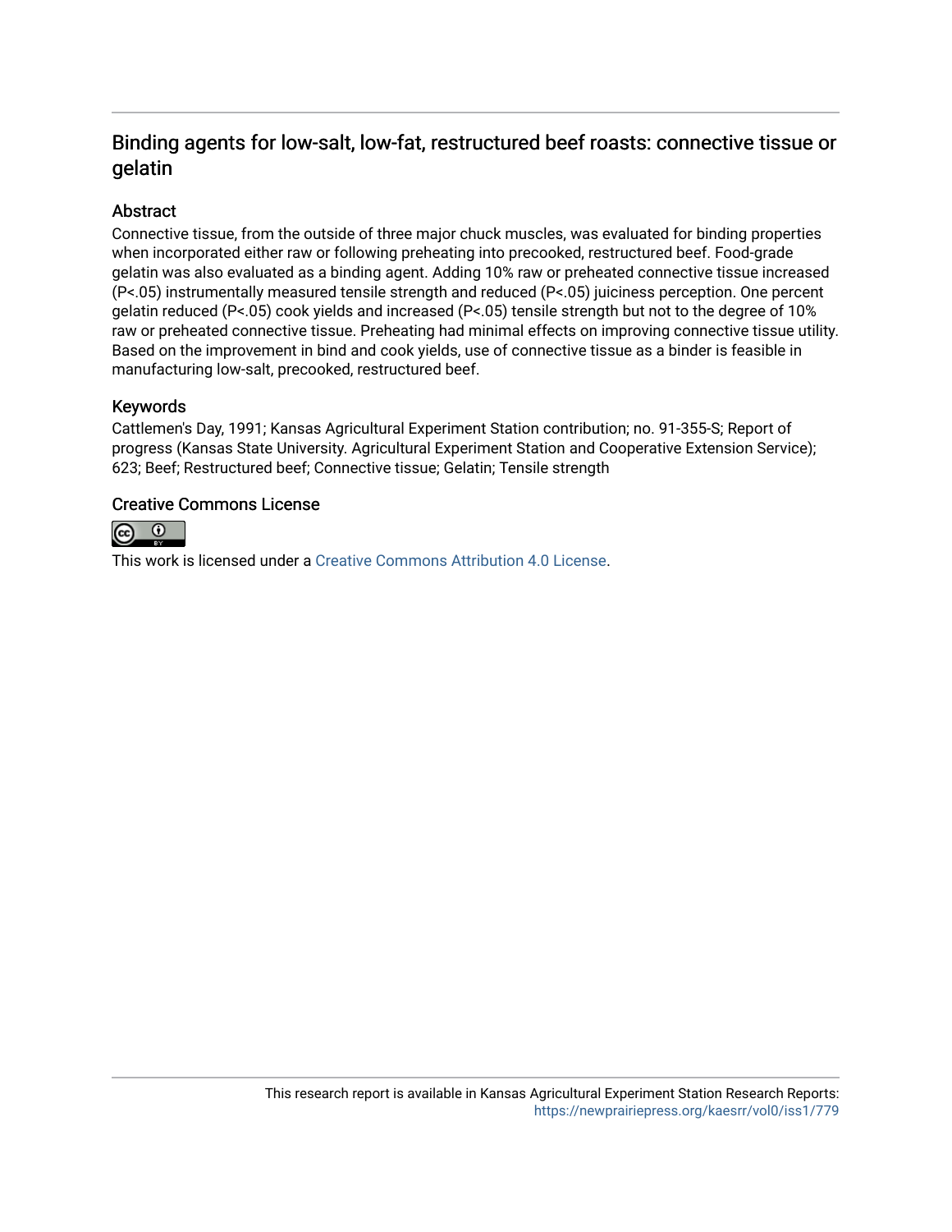# Binding agents for low-salt, low-fat, restructured beef roasts: connective tissue or gelatin

## Abstract

Connective tissue, from the outside of three major chuck muscles, was evaluated for binding properties when incorporated either raw or following preheating into precooked, restructured beef. Food-grade gelatin was also evaluated as a binding agent. Adding 10% raw or preheated connective tissue increased (P<.05) instrumentally measured tensile strength and reduced (P<.05) juiciness perception. One percent gelatin reduced (P<.05) cook yields and increased (P<.05) tensile strength but not to the degree of 10% raw or preheated connective tissue. Preheating had minimal effects on improving connective tissue utility. Based on the improvement in bind and cook yields, use of connective tissue as a binder is feasible in manufacturing low-salt, precooked, restructured beef.

## Keywords

Cattlemen's Day, 1991; Kansas Agricultural Experiment Station contribution; no. 91-355-S; Report of progress (Kansas State University. Agricultural Experiment Station and Cooperative Extension Service); 623; Beef; Restructured beef; Connective tissue; Gelatin; Tensile strength

## Creative Commons License

This work is licensed under a Creative Commons Attribution 4.0 License.

This research report is available in Kansas Agricultural Experiment Station Research Reports: https://newprairiepress.org/kaesrr/vol0/iss1/779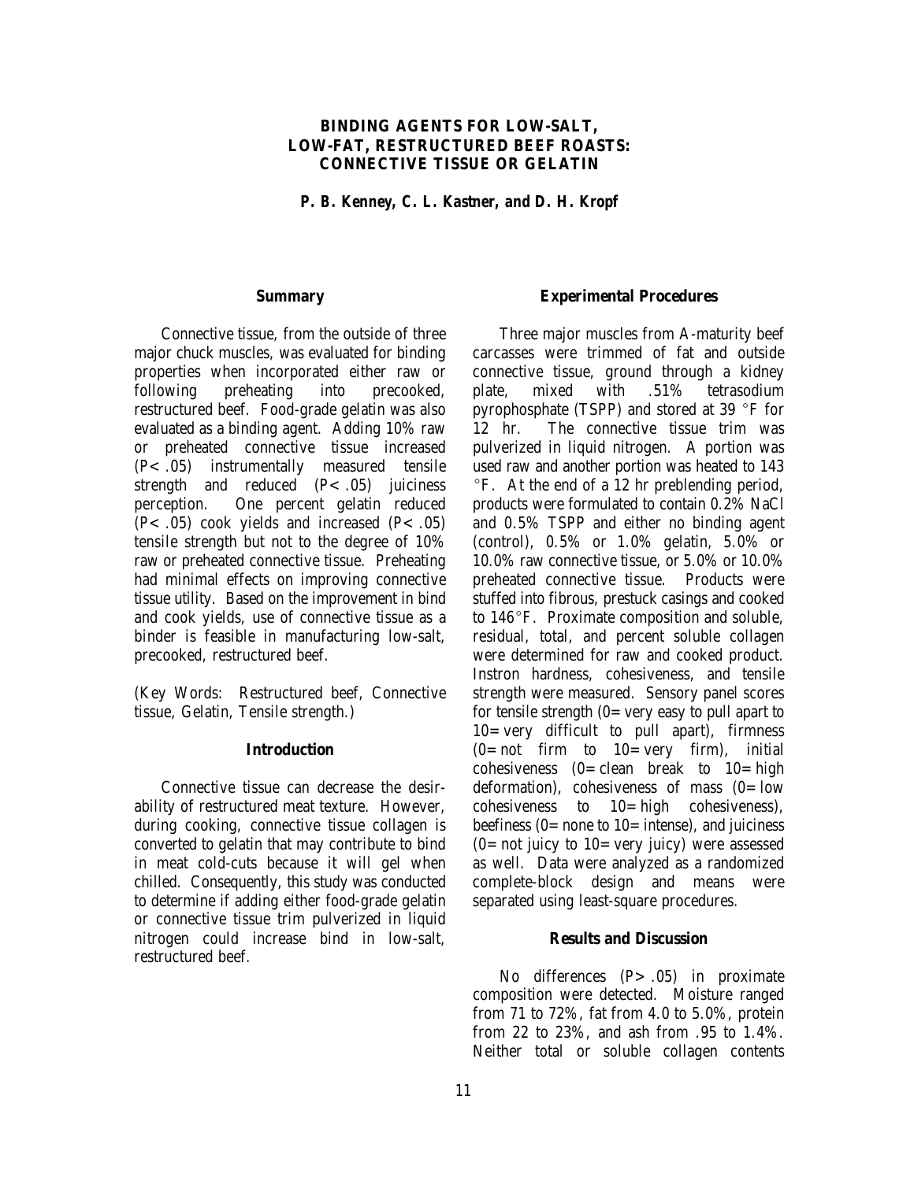# BINDING AGENTS FOR LOW-SALT, LOW-FAT, RESTRUCTURED BEEF ROASTS: CONNECTIVE TISSUE OR GELATIN

*P. B. Kenney, C. L. Kastner, and D. H. Kropf*

## Summary

Connective tissue, from the outside of three major chuck muscles, was evaluated for binding properties when incorporated either raw or following preheating into precooked, restructured beef. Food-grade gelatin was also evaluated as a binding agent. Adding 10% raw or preheated connective tissue increased ($P < .05$) instrumentally measured tensile strength and reduced ($P < .05$) juiciness perception. One percent gelatin reduced ($P < .05$) cook yields and increased ($P < .05$) tensile strength but not to the degree of 10% raw or preheated connective tissue. Preheating had minimal effects on improving connective tissue utility. Based on the improvement in bind and cook yields, use of connective tissue as a binder is feasible in manufacturing low-salt, precooked, restructured beef.

(Key Words: Restructured beef, Connective tissue, Gelatin, Tensile strength.)

## Introduction

Connective tissue can decrease the desirability of restructured meat texture. However, during cooking, connective tissue collagen is converted to gelatin that may contribute to bind in meat cold-cuts because it will gel when chilled. Consequently, this study was conducted to determine if adding either food-grade gelatin or connective tissue trim pulverized in liquid nitrogen could increase bind in low-salt, restructured beef.

## Experimental Procedures

Three major muscles from A-maturity beef carcasses were trimmed of fat and outside connective tissue, ground through a kidney plate, mixed with .51% tetrasodium pyrophosphate (TSPP) and stored at 39 °F for 12 hr. The connective tissue trim was pulverized in liquid nitrogen. A portion was used raw and another portion was heated to 143 °F. At the end of a 12 hr preblending period, products were formulated to contain 0.2% NaCl and 0.5% TSPP and either no binding agent (control), 0.5% or 1.0% gelatin, 5.0% or 10.0% raw connective tissue, or 5.0% or 10.0% preheated connective tissue. Products were stuffed into fibrous, prestuck casings and cooked to 146°F. Proximate composition and soluble, residual, total, and percent soluble collagen were determined for raw and cooked product. Instron hardness, cohesiveness, and tensile strength were measured. Sensory panel scores for tensile strength (0=very easy to pull apart to 10=very difficult to pull apart), firmness (0=not firm to 10=very firm), initial cohesiveness (0=clean break to 10=high deformation), cohesiveness of mass (0=low cohesiveness to 10=high cohesiveness), beefiness (0=none to 10=intense), and juiciness (0=not juicy to 10=very juicy) were assessed as well. Data were analyzed as a randomized complete-block design and means were separated using least-square procedures.

## Results and Discussion

No differences ($P > .05$) in proximate composition were detected. Moisture ranged from 71 to 72%, fat from 4.0 to 5.0%, protein from 22 to 23%, and ash from .95 to 1.4%. Neither total or soluble collagen contents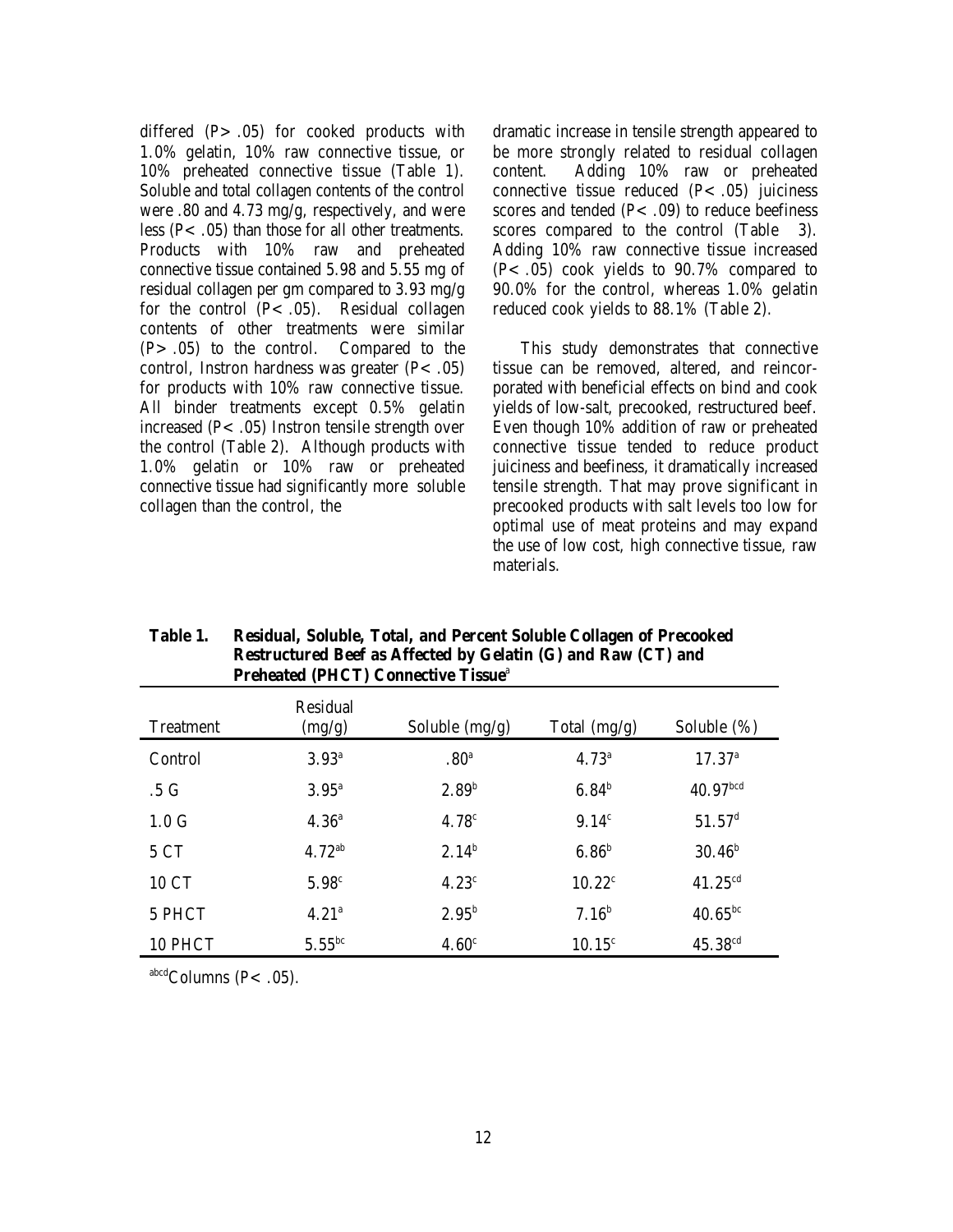differed ($P > .05$) for cooked products with 1.0% gelatin, 10% raw connective tissue, or 10% preheated connective tissue (Table 1). Soluble and total collagen contents of the control were .80 and 4.73 mg/g, respectively, and were less ($P < .05$) than those for all other treatments. Products with 10% raw and preheated connective tissue contained 5.98 and 5.55 mg of residual collagen per gm compared to 3.93 mg/g for the control ($P < .05$). Residual collagen contents of other treatments were similar ($P > .05$) to the control. Compared to the control, Instron hardness was greater ($P < .05$) for products with 10% raw connective tissue. All binder treatments except 0.5% gelatin increased ($P < .05$) Instron tensile strength over the control (Table 2). Although products with 1.0% gelatin or 10% raw or preheated connective tissue had significantly more soluble collagen than the control, the dramatic increase in tensile strength appeared to be more strongly related to residual collagen content. Adding 10% raw or preheated connective tissue reduced ($P < .05$) juiciness scores and tended ($P < .09$) to reduce beefiness scores compared to the control (Table 3). Adding 10% raw connective tissue increased ($P < .05$) cook yields to 90.7% compared to 90.0% for the control, whereas 1.0% gelatin reduced cook yields to 88.1% (Table 2).

This study demonstrates that connective tissue can be removed, altered, and reincorporated with beneficial effects on bind and cook yields of low-salt, precooked, restructured beef. Even though 10% addition of raw or preheated connective tissue tended to reduce product juiciness and beefiness, it dramatically increased tensile strength. That may prove significant in precooked products with salt levels too low for optimal use of meat proteins and may expand the use of low cost, high connective tissue, raw materials.

**Table 1. Residual, Soluble, Total, and Percent Soluble Collagen of Precooked Restructured Beef as Affected by Gelatin (G) and Raw (CT) and Preheated (PHCT) Connective Tissue[a]**

| Treatment | Residual (mg/g) | Soluble (mg/g) | Total (mg/g) | Soluble (%) |
|---|---|---|---|---|
| Control | 3.93[a] | .80[a] | 4.73[a] | 17.37[a] |
| .5 G | 3.95[a] | 2.89[b] | 6.84[b] | 40.97[bcd] |
| 1.0 G | 4.36[a] | 4.78[c] | 9.14[c] | 51.57[d] |
| 5 CT | 4.72[ab] | 2.14[b] | 6.86[b] | 30.46[b] |
| 10 CT | 5.98[c] | 4.23[c] | 10.22[c] | 41.25[cd] |
| 5 PHCT | 4.21[a] | 2.95[b] | 7.16[b] | 40.65[bc] |
| 10 PHCT | 5.55[bc] | 4.60[c] | 10.15[c] | 45.38[cd] |

[abcd]Columns ($P < .05$).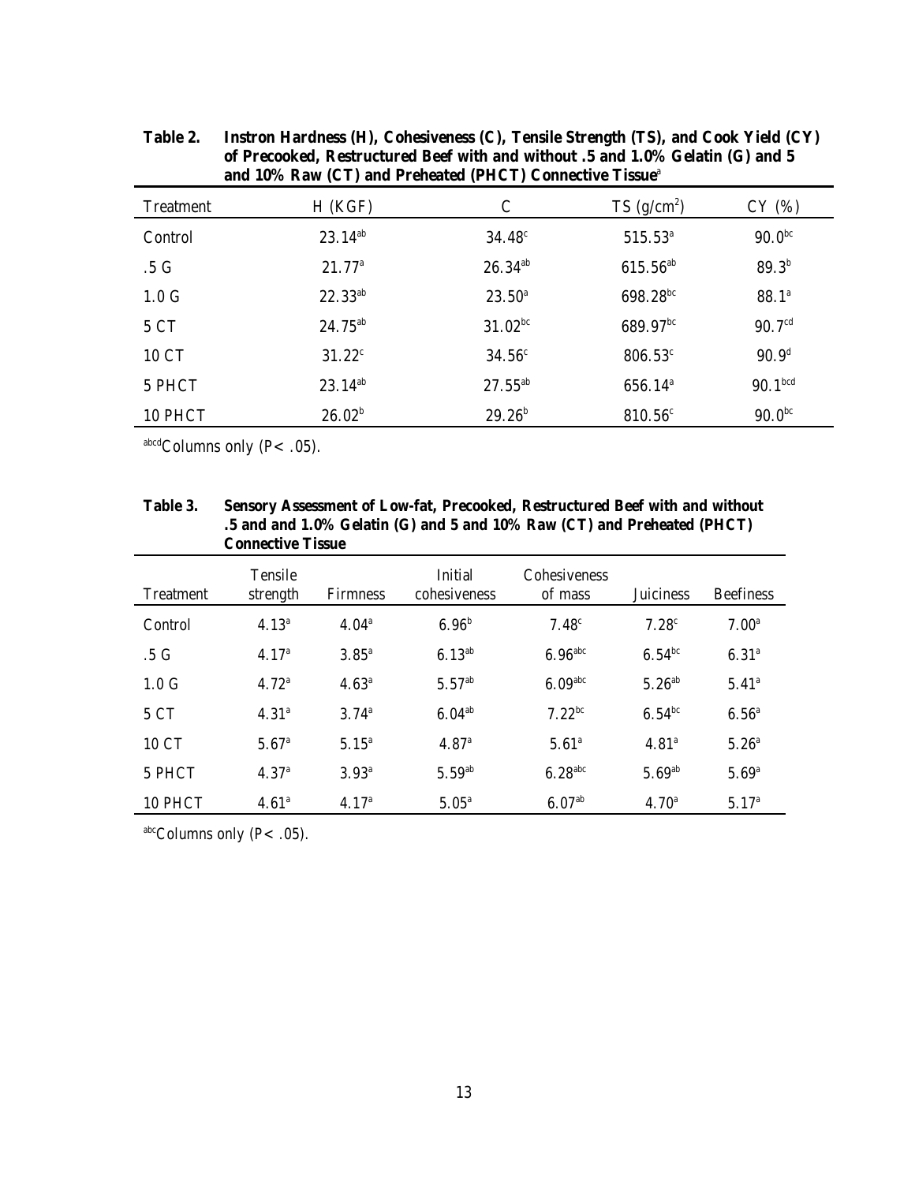**Table 2. Instron Hardness (H), Cohesiveness (C), Tensile Strength (TS), and Cook Yield (CY) of Precooked, Restructured Beef with and without .5 and 1.0% Gelatin (G) and 5 and 10% Raw (CT) and Preheated (PHCT) Connective Tissue**[a]

| Treatment | H (KGF) | C | TS ($g/cm^2$) | CY (%) |
|---|---|---|---|---|
| Control | 23.14[ab] | 34.48[c] | 515.53[a] | 90.0[bc] |
| .5 G | 21.77[a] | 26.34[ab] | 615.56[ab] | 89.3[b] |
| 1.0 G | 22.33[ab] | 23.50[a] | 698.28[bc] | 88.1[a] |
| 5 CT | 24.75[ab] | 31.02[bc] | 689.97[bc] | 90.7[cd] |
| 10 CT | 31.22[c] | 34.56[c] | 806.53[c] | 90.9[d] |
| 5 PHCT | 23.14[ab] | 27.55[ab] | 656.14[a] | 90.1[bcd] |
| 10 PHCT | 26.02[b] | 29.26[b] | 810.56[c] | 90.0[bc] |

[abcd]Columns only ($P < .05$).

**Table 3. Sensory Assessment of Low-fat, Precooked, Restructured Beef with and without .5 and and 1.0% Gelatin (G) and 5 and 10% Raw (CT) and Preheated (PHCT) Connective Tissue**

| Treatment | Tensile strength | Firmness | Initial cohesiveness | Cohesiveness of mass | Juiciness | Beefiness |
|---|---|---|---|---|---|---|
| Control | 4.13[a] | 4.04[a] | 6.96[b] | 7.48[c] | 7.28[c] | 7.00[a] |
| .5 G | 4.17[a] | 3.85[a] | 6.13[ab] | 6.96[abc] | 6.54[bc] | 6.31[a] |
| 1.0 G | 4.72[a] | 4.63[a] | 5.57[ab] | 6.09[abc] | 5.26[ab] | 5.41[a] |
| 5 CT | 4.31[a] | 3.74[a] | 6.04[ab] | 7.22[bc] | 6.54[bc] | 6.56[a] |
| 10 CT | 5.67[a] | 5.15[a] | 4.87[a] | 5.61[a] | 4.81[a] | 5.26[a] |
| 5 PHCT | 4.37[a] | 3.93[a] | 5.59[ab] | 6.28[abc] | 5.69[ab] | 5.69[a] |
| 10 PHCT | 4.61[a] | 4.17[a] | 5.05[a] | 6.07[ab] | 4.70[a] | 5.17[a] |

[abc]Columns only ($P < .05$).